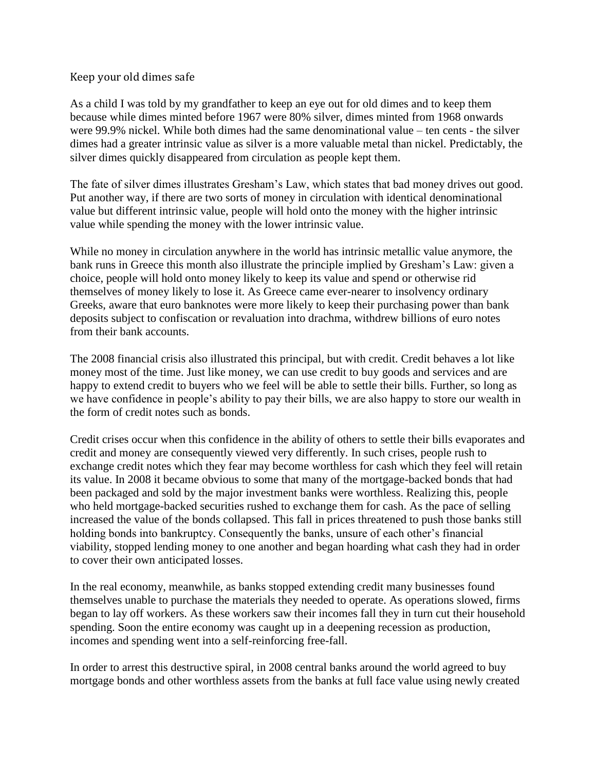# Keep your old dimes safe

As a child I was told by my grandfather to keep an eye out for old dimes and to keep them because while dimes minted before 1967 were 80% silver, dimes minted from 1968 onwards were 99.9% nickel. While both dimes had the same denominational value – ten cents - the silver dimes had a greater intrinsic value as silver is a more valuable metal than nickel. Predictably, the silver dimes quickly disappeared from circulation as people kept them.

The fate of silver dimes illustrates Gresham's Law, which states that bad money drives out good. Put another way, if there are two sorts of money in circulation with identical denominational value but different intrinsic value, people will hold onto the money with the higher intrinsic value while spending the money with the lower intrinsic value.

While no money in circulation anywhere in the world has intrinsic metallic value anymore, the bank runs in Greece this month also illustrate the principle implied by Gresham's Law: given a choice, people will hold onto money likely to keep its value and spend or otherwise rid themselves of money likely to lose it. As Greece came ever-nearer to insolvency ordinary Greeks, aware that euro banknotes were more likely to keep their purchasing power than bank deposits subject to confiscation or revaluation into drachma, withdrew billions of euro notes from their bank accounts.

The 2008 financial crisis also illustrated this principal, but with credit. Credit behaves a lot like money most of the time. Just like money, we can use credit to buy goods and services and are happy to extend credit to buyers who we feel will be able to settle their bills. Further, so long as we have confidence in people's ability to pay their bills, we are also happy to store our wealth in the form of credit notes such as bonds.

Credit crises occur when this confidence in the ability of others to settle their bills evaporates and credit and money are consequently viewed very differently. In such crises, people rush to exchange credit notes which they fear may become worthless for cash which they feel will retain its value. In 2008 it became obvious to some that many of the mortgage-backed bonds that had been packaged and sold by the major investment banks were worthless. Realizing this, people who held mortgage-backed securities rushed to exchange them for cash. As the pace of selling increased the value of the bonds collapsed. This fall in prices threatened to push those banks still holding bonds into bankruptcy. Consequently the banks, unsure of each other's financial viability, stopped lending money to one another and began hoarding what cash they had in order to cover their own anticipated losses.

In the real economy, meanwhile, as banks stopped extending credit many businesses found themselves unable to purchase the materials they needed to operate. As operations slowed, firms began to lay off workers. As these workers saw their incomes fall they in turn cut their household spending. Soon the entire economy was caught up in a deepening recession as production, incomes and spending went into a self-reinforcing free-fall.

In order to arrest this destructive spiral, in 2008 central banks around the world agreed to buy mortgage bonds and other worthless assets from the banks at full face value using newly created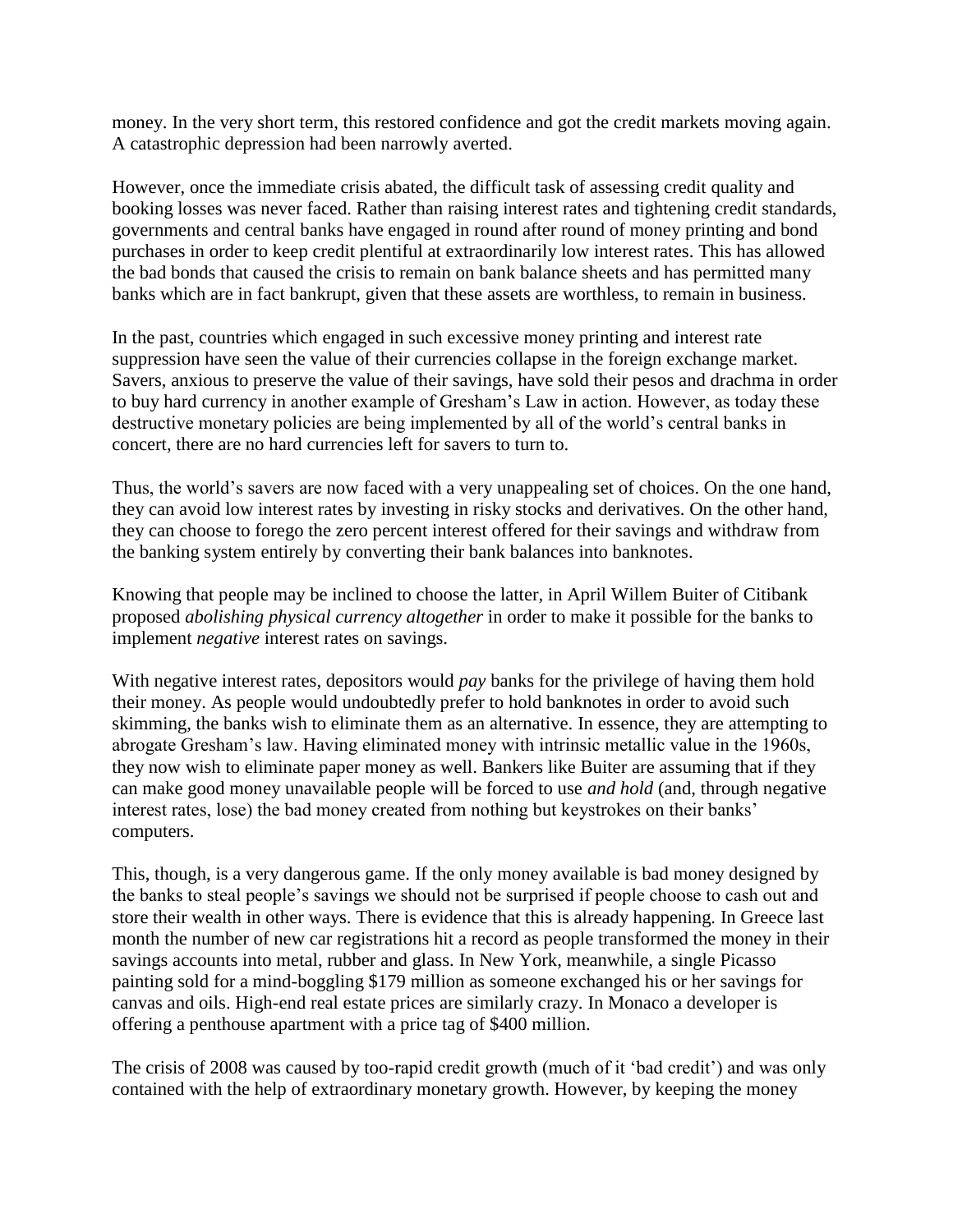money. In the very short term, this restored confidence and got the credit markets moving again. A catastrophic depression had been narrowly averted.

However, once the immediate crisis abated, the difficult task of assessing credit quality and booking losses was never faced. Rather than raising interest rates and tightening credit standards, governments and central banks have engaged in round after round of money printing and bond purchases in order to keep credit plentiful at extraordinarily low interest rates. This has allowed the bad bonds that caused the crisis to remain on bank balance sheets and has permitted many banks which are in fact bankrupt, given that these assets are worthless, to remain in business.

In the past, countries which engaged in such excessive money printing and interest rate suppression have seen the value of their currencies collapse in the foreign exchange market. Savers, anxious to preserve the value of their savings, have sold their pesos and drachma in order to buy hard currency in another example of Gresham's Law in action. However, as today these destructive monetary policies are being implemented by all of the world's central banks in concert, there are no hard currencies left for savers to turn to.

Thus, the world's savers are now faced with a very unappealing set of choices. On the one hand, they can avoid low interest rates by investing in risky stocks and derivatives. On the other hand, they can choose to forego the zero percent interest offered for their savings and withdraw from the banking system entirely by converting their bank balances into banknotes.

Knowing that people may be inclined to choose the latter, in April Willem Buiter of Citibank proposed *abolishing physical currency altogether* in order to make it possible for the banks to implement *negative* interest rates on savings.

With negative interest rates, depositors would *pay* banks for the privilege of having them hold their money. As people would undoubtedly prefer to hold banknotes in order to avoid such skimming, the banks wish to eliminate them as an alternative. In essence, they are attempting to abrogate Gresham's law. Having eliminated money with intrinsic metallic value in the 1960s, they now wish to eliminate paper money as well. Bankers like Buiter are assuming that if they can make good money unavailable people will be forced to use *and hold* (and, through negative interest rates, lose) the bad money created from nothing but keystrokes on their banks' computers.

This, though, is a very dangerous game. If the only money available is bad money designed by the banks to steal people's savings we should not be surprised if people choose to cash out and store their wealth in other ways. There is evidence that this is already happening. In Greece last month the number of new car registrations hit a record as people transformed the money in their savings accounts into metal, rubber and glass. In New York, meanwhile, a single Picasso painting sold for a mind-boggling $179 million as someone exchanged his or her savings for canvas and oils. High-end real estate prices are similarly crazy. In Monaco a developer is offering a penthouse apartment with a price tag of $400 million.

The crisis of 2008 was caused by too-rapid credit growth (much of it 'bad credit') and was only contained with the help of extraordinary monetary growth. However, by keeping the money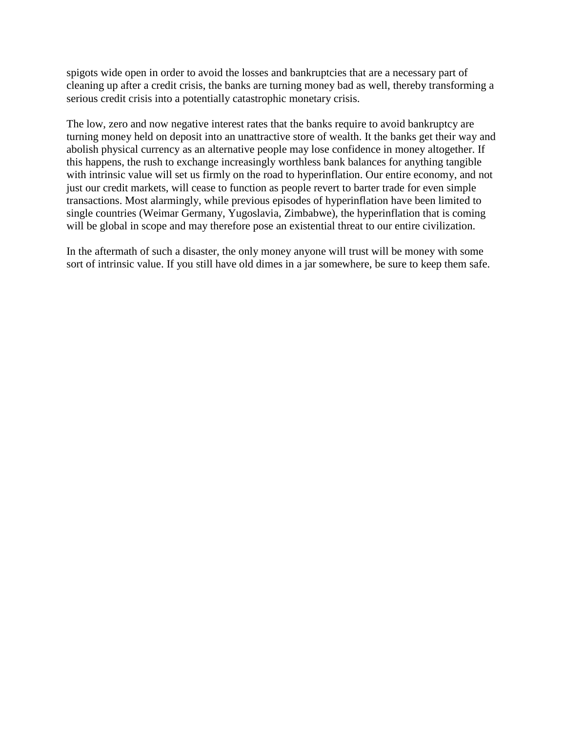spigots wide open in order to avoid the losses and bankruptcies that are a necessary part of cleaning up after a credit crisis, the banks are turning money bad as well, thereby transforming a serious credit crisis into a potentially catastrophic monetary crisis.

The low, zero and now negative interest rates that the banks require to avoid bankruptcy are turning money held on deposit into an unattractive store of wealth. It the banks get their way and abolish physical currency as an alternative people may lose confidence in money altogether. If this happens, the rush to exchange increasingly worthless bank balances for anything tangible with intrinsic value will set us firmly on the road to hyperinflation. Our entire economy, and not just our credit markets, will cease to function as people revert to barter trade for even simple transactions. Most alarmingly, while previous episodes of hyperinflation have been limited to single countries (Weimar Germany, Yugoslavia, Zimbabwe), the hyperinflation that is coming will be global in scope and may therefore pose an existential threat to our entire civilization.

In the aftermath of such a disaster, the only money anyone will trust will be money with some sort of intrinsic value. If you still have old dimes in a jar somewhere, be sure to keep them safe.